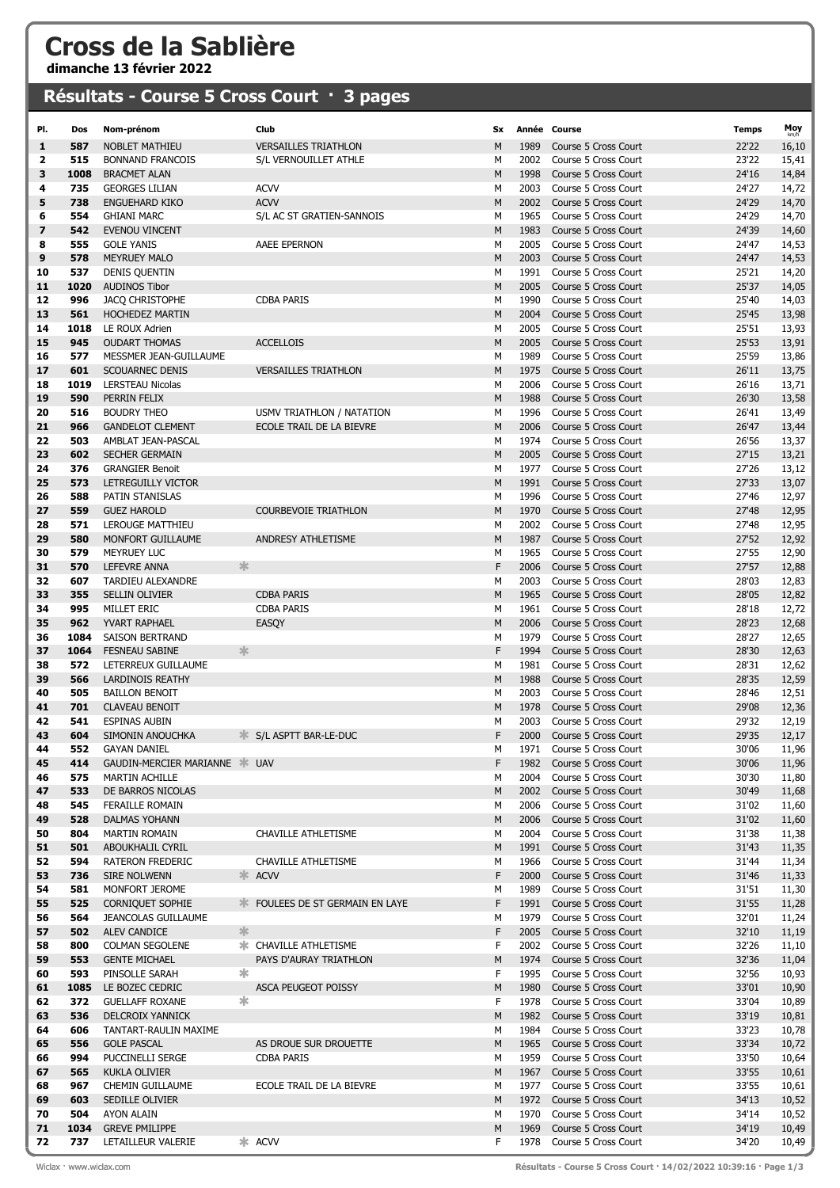# Cross de la Sablière

**dimanche 13 février 2022**

## Résultats - Course 5 Cross Court · 3 pages

| Pl. | Dos | Nom-prénom | | Club | Sx | Année | Course | Temps | Moy km/h |
|---|---|---|---|---|---|---|---|---|---|
| 1 | 587 | NOBLET MATHIEU | | VERSAILLES TRIATHLON | M | 1989 | Course 5 Cross Court | 22'22 | 16,10 |
| 2 | 515 | BONNAND FRANCOIS | | S/L VERNOUILLET ATHLE | M | 2002 | Course 5 Cross Court | 23'22 | 15,41 |
| 3 | 1008 | BRACMET ALAN | | | M | 1998 | Course 5 Cross Court | 24'16 | 14,84 |
| 4 | 735 | GEORGES LILIAN | | ACVV | M | 2003 | Course 5 Cross Court | 24'27 | 14,72 |
| 5 | 738 | ENGUEHARD KIKO | | ACVV | M | 2002 | Course 5 Cross Court | 24'29 | 14,70 |
| 6 | 554 | GHIANI MARC | | S/L AC ST GRATIEN-SANNOIS | M | 1965 | Course 5 Cross Court | 24'29 | 14,70 |
| 7 | 542 | EVENOU VINCENT | | | M | 1983 | Course 5 Cross Court | 24'39 | 14,60 |
| 8 | 555 | GOLE YANIS | | AAEE EPERNON | M | 2005 | Course 5 Cross Court | 24'47 | 14,53 |
| 9 | 578 | MEYRUEY MALO | | | M | 2003 | Course 5 Cross Court | 24'47 | 14,53 |
| 10 | 537 | DENIS QUENTIN | | | M | 1991 | Course 5 Cross Court | 25'21 | 14,20 |
| 11 | 1020 | AUDINOS Tibor | | | M | 2005 | Course 5 Cross Court | 25'37 | 14,05 |
| 12 | 996 | JACQ CHRISTOPHE | | CDBA PARIS | M | 1990 | Course 5 Cross Court | 25'40 | 14,03 |
| 13 | 561 | HOCHEDEZ MARTIN | | | M | 2004 | Course 5 Cross Court | 25'45 | 13,98 |
| 14 | 1018 | LE ROUX Adrien | | | M | 2005 | Course 5 Cross Court | 25'51 | 13,93 |
| 15 | 945 | OUDART THOMAS | | ACCELLOIS | M | 2005 | Course 5 Cross Court | 25'53 | 13,91 |
| 16 | 577 | MESSMER JEAN-GUILLAUME | | | M | 1989 | Course 5 Cross Court | 25'59 | 13,86 |
| 17 | 601 | SCOUARNEC DENIS | | VERSAILLES TRIATHLON | M | 1975 | Course 5 Cross Court | 26'11 | 13,75 |
| 18 | 1019 | LERSTEAU Nicolas | | | M | 2006 | Course 5 Cross Court | 26'16 | 13,71 |
| 19 | 590 | PERRIN FELIX | | | M | 1988 | Course 5 Cross Court | 26'30 | 13,58 |
| 20 | 516 | BOUDRY THEO | | USMV TRIATHLON / NATATION | M | 1996 | Course 5 Cross Court | 26'41 | 13,49 |
| 21 | 966 | GANDELOT CLEMENT | | ECOLE TRAIL DE LA BIEVRE | M | 2006 | Course 5 Cross Court | 26'47 | 13,44 |
| 22 | 503 | AMBLAT JEAN-PASCAL | | | M | 1974 | Course 5 Cross Court | 26'56 | 13,37 |
| 23 | 602 | SECHER GERMAIN | | | M | 2005 | Course 5 Cross Court | 27'15 | 13,21 |
| 24 | 376 | GRANGIER Benoit | | | M | 1977 | Course 5 Cross Court | 27'26 | 13,12 |
| 25 | 573 | LETREGUILLY VICTOR | | | M | 1991 | Course 5 Cross Court | 27'33 | 13,07 |
| 26 | 588 | PATIN STANISLAS | | | M | 1996 | Course 5 Cross Court | 27'46 | 12,97 |
| 27 | 559 | GUEZ HAROLD | | COURBEVOIE TRIATHLON | M | 1970 | Course 5 Cross Court | 27'48 | 12,95 |
| 28 | 571 | LEROUGE MATTHIEU | | | M | 2002 | Course 5 Cross Court | 27'48 | 12,95 |
| 29 | 580 | MONFORT GUILLAUME | | ANDRESY ATHLETISME | M | 1987 | Course 5 Cross Court | 27'52 | 12,92 |
| 30 | 579 | MEYRUEY LUC | | | M | 1965 | Course 5 Cross Court | 27'55 | 12,90 |
| 31 | 570 | LEFEVRE ANNA | * | | F | 2006 | Course 5 Cross Court | 27'57 | 12,88 |
| 32 | 607 | TARDIEU ALEXANDRE | | | M | 2003 | Course 5 Cross Court | 28'03 | 12,83 |
| 33 | 355 | SELLIN OLIVIER | | CDBA PARIS | M | 1965 | Course 5 Cross Court | 28'05 | 12,82 |
| 34 | 995 | MILLET ERIC | | CDBA PARIS | M | 1961 | Course 5 Cross Court | 28'18 | 12,72 |
| 35 | 962 | YVART RAPHAEL | | EASQY | M | 2006 | Course 5 Cross Court | 28'23 | 12,68 |
| 36 | 1084 | SAISON BERTRAND | | | M | 1979 | Course 5 Cross Court | 28'27 | 12,65 |
| 37 | 1064 | FESNEAU SABINE | * | | F | 1994 | Course 5 Cross Court | 28'30 | 12,63 |
| 38 | 572 | LETERREUX GUILLAUME | | | M | 1981 | Course 5 Cross Court | 28'31 | 12,62 |
| 39 | 566 | LARDINOIS REATHY | | | M | 1988 | Course 5 Cross Court | 28'35 | 12,59 |
| 40 | 505 | BAILLON BENOIT | | | M | 2003 | Course 5 Cross Court | 28'46 | 12,51 |
| 41 | 701 | CLAVEAU BENOIT | | | M | 1978 | Course 5 Cross Court | 29'08 | 12,36 |
| 42 | 541 | ESPINAS AUBIN | | | M | 2003 | Course 5 Cross Court | 29'32 | 12,19 |
| 43 | 604 | SIMONIN ANOUCHKA | * | S/L ASPTT BAR-LE-DUC | F | 2000 | Course 5 Cross Court | 29'35 | 12,17 |
| 44 | 552 | GAYAN DANIEL | | | M | 1971 | Course 5 Cross Court | 30'06 | 11,96 |
| 45 | 414 | GAUDIN-MERCIER MARIANNE | * | UAV | F | 1982 | Course 5 Cross Court | 30'06 | 11,96 |
| 46 | 575 | MARTIN ACHILLE | | | M | 2004 | Course 5 Cross Court | 30'30 | 11,80 |
| 47 | 533 | DE BARROS NICOLAS | | | M | 2002 | Course 5 Cross Court | 30'49 | 11,68 |
| 48 | 545 | FERAILLE ROMAIN | | | M | 2006 | Course 5 Cross Court | 31'02 | 11,60 |
| 49 | 528 | DALMAS YOHANN | | | M | 2006 | Course 5 Cross Court | 31'02 | 11,60 |
| 50 | 804 | MARTIN ROMAIN | | CHAVILLE ATHLETISME | M | 2004 | Course 5 Cross Court | 31'38 | 11,38 |
| 51 | 501 | ABOUKHALIL CYRIL | | | M | 1991 | Course 5 Cross Court | 31'43 | 11,35 |
| 52 | 594 | RATERON FREDERIC | | CHAVILLE ATHLETISME | M | 1966 | Course 5 Cross Court | 31'44 | 11,34 |
| 53 | 736 | SIRE NOLWENN | * | ACVV | F | 2000 | Course 5 Cross Court | 31'46 | 11,33 |
| 54 | 581 | MONFORT JEROME | | | M | 1989 | Course 5 Cross Court | 31'51 | 11,30 |
| 55 | 525 | CORNIQUET SOPHIE | * | FOULEES DE ST GERMAIN EN LAYE | F | 1991 | Course 5 Cross Court | 31'55 | 11,28 |
| 56 | 564 | JEANCOLAS GUILLAUME | | | M | 1979 | Course 5 Cross Court | 32'01 | 11,24 |
| 57 | 502 | ALEV CANDICE | * | | F | 2005 | Course 5 Cross Court | 32'10 | 11,19 |
| 58 | 800 | COLMAN SEGOLENE | * | CHAVILLE ATHLETISME | F | 2002 | Course 5 Cross Court | 32'26 | 11,10 |
| 59 | 553 | GENTE MICHAEL | | PAYS D'AURAY TRIATHLON | M | 1974 | Course 5 Cross Court | 32'36 | 11,04 |
| 60 | 593 | PINSOLLE SARAH | * | | F | 1995 | Course 5 Cross Court | 32'56 | 10,93 |
| 61 | 1085 | LE BOZEC CEDRIC | | ASCA PEUGEOT POISSY | M | 1980 | Course 5 Cross Court | 33'01 | 10,90 |
| 62 | 372 | GUELLAFF ROXANE | * | | F | 1978 | Course 5 Cross Court | 33'04 | 10,89 |
| 63 | 536 | DELCROIX YANNICK | | | M | 1982 | Course 5 Cross Court | 33'19 | 10,81 |
| 64 | 606 | TANTART-RAULIN MAXIME | | | M | 1984 | Course 5 Cross Court | 33'23 | 10,78 |
| 65 | 556 | GOLE PASCAL | | AS DROUE SUR DROUETTE | M | 1965 | Course 5 Cross Court | 33'34 | 10,72 |
| 66 | 994 | PUCCINELLI SERGE | | CDBA PARIS | M | 1959 | Course 5 Cross Court | 33'50 | 10,64 |
| 67 | 565 | KUKLA OLIVIER | | | M | 1967 | Course 5 Cross Court | 33'55 | 10,61 |
| 68 | 967 | CHEMIN GUILLAUME | | ECOLE TRAIL DE LA BIEVRE | M | 1977 | Course 5 Cross Court | 33'55 | 10,61 |
| 69 | 603 | SEDILLE OLIVIER | | | M | 1972 | Course 5 Cross Court | 34'13 | 10,52 |
| 70 | 504 | AYON ALAIN | | | M | 1970 | Course 5 Cross Court | 34'14 | 10,52 |
| 71 | 1034 | GREVE PMILIPPE | | | M | 1969 | Course 5 Cross Court | 34'19 | 10,49 |
| 72 | 737 | LETAILLEUR VALERIE | * | ACVV | F | 1978 | Course 5 Cross Court | 34'20 | 10,49 |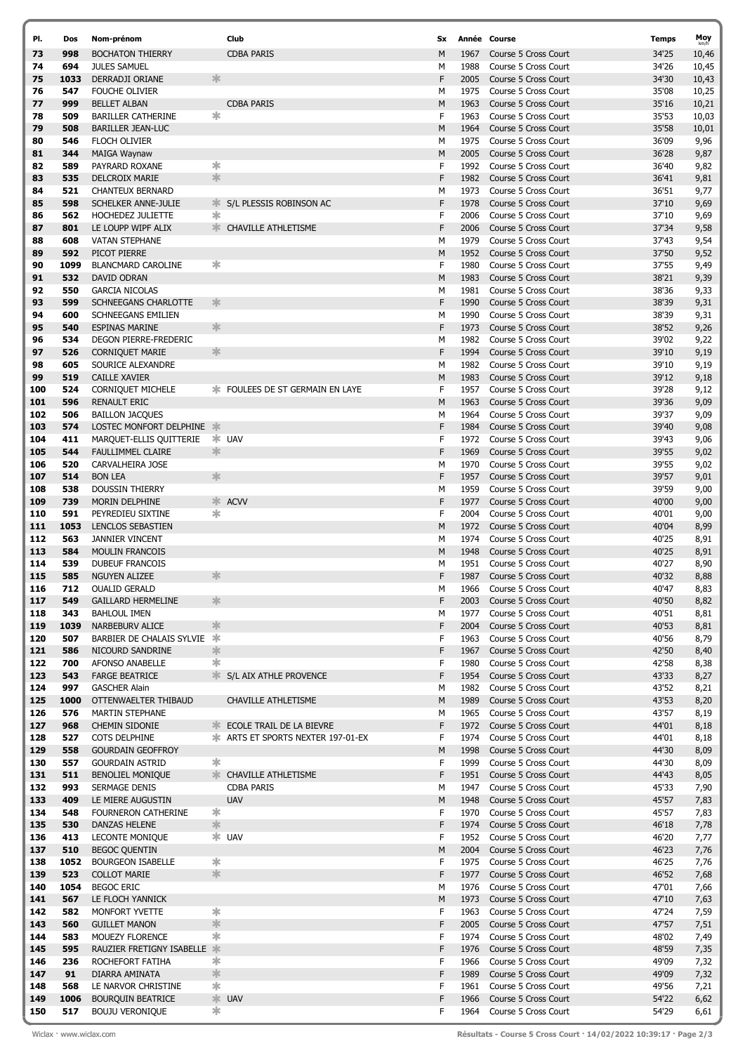| Pl. | Dos | Nom-prénom | | Club | Sx | Année | Course | Temps | Moy km/h |
|---|---|---|---|---|---|---|---|---|---|
| 73 | 998 | BOCHATON THIERRY | | CDBA PARIS | M | 1967 | Course 5 Cross Court | 34'25 | 10,46 |
| 74 | 694 | JULES SAMUEL | | | M | 1988 | Course 5 Cross Court | 34'26 | 10,45 |
| 75 | 1033 | DERRADJI ORIANE | * | | F | 2005 | Course 5 Cross Court | 34'30 | 10,43 |
| 76 | 547 | FOUCHE OLIVIER | | | M | 1975 | Course 5 Cross Court | 35'08 | 10,25 |
| 77 | 999 | BELLET ALBAN | | CDBA PARIS | M | 1963 | Course 5 Cross Court | 35'16 | 10,21 |
| 78 | 509 | BARILLER CATHERINE | * | | F | 1963 | Course 5 Cross Court | 35'53 | 10,03 |
| 79 | 508 | BARILLER JEAN-LUC | | | M | 1964 | Course 5 Cross Court | 35'58 | 10,01 |
| 80 | 546 | FLOCH OLIVIER | | | M | 1975 | Course 5 Cross Court | 36'09 | 9,96 |
| 81 | 344 | MAIGA Waynaw | | | M | 2005 | Course 5 Cross Court | 36'28 | 9,87 |
| 82 | 589 | PAYRARD ROXANE | * | | F | 1992 | Course 5 Cross Court | 36'40 | 9,82 |
| 83 | 535 | DELCROIX MARIE | * | | F | 1982 | Course 5 Cross Court | 36'41 | 9,81 |
| 84 | 521 | CHANTEUX BERNARD | | | M | 1973 | Course 5 Cross Court | 36'51 | 9,77 |
| 85 | 598 | SCHELKER ANNE-JULIE | * | S/L PLESSIS ROBINSON AC | F | 1978 | Course 5 Cross Court | 37'10 | 9,69 |
| 86 | 562 | HOCHEDEZ JULIETTE | * | | F | 2006 | Course 5 Cross Court | 37'10 | 9,69 |
| 87 | 801 | LE LOUPP WIPF ALIX | * | CHAVILLE ATHLETISME | F | 2006 | Course 5 Cross Court | 37'34 | 9,58 |
| 88 | 608 | VATAN STEPHANE | | | M | 1979 | Course 5 Cross Court | 37'43 | 9,54 |
| 89 | 592 | PICOT PIERRE | | | M | 1952 | Course 5 Cross Court | 37'50 | 9,52 |
| 90 | 1099 | BLANCMARD CAROLINE | * | | F | 1980 | Course 5 Cross Court | 37'55 | 9,49 |
| 91 | 532 | DAVID ODRAN | | | M | 1983 | Course 5 Cross Court | 38'21 | 9,39 |
| 92 | 550 | GARCIA NICOLAS | | | M | 1981 | Course 5 Cross Court | 38'36 | 9,33 |
| 93 | 599 | SCHNEEGANS CHARLOTTE | * | | F | 1990 | Course 5 Cross Court | 38'39 | 9,31 |
| 94 | 600 | SCHNEEGANS EMILIEN | | | M | 1990 | Course 5 Cross Court | 38'39 | 9,31 |
| 95 | 540 | ESPINAS MARINE | * | | F | 1973 | Course 5 Cross Court | 38'52 | 9,26 |
| 96 | 534 | DEGON PIERRE-FREDERIC | | | M | 1982 | Course 5 Cross Court | 39'02 | 9,22 |
| 97 | 526 | CORNIQUET MARIE | * | | F | 1994 | Course 5 Cross Court | 39'10 | 9,19 |
| 98 | 605 | SOURICE ALEXANDRE | | | M | 1982 | Course 5 Cross Court | 39'10 | 9,19 |
| 99 | 519 | CAILLE XAVIER | | | M | 1983 | Course 5 Cross Court | 39'12 | 9,18 |
| 100 | 524 | CORNIQUET MICHELE | * | FOULEES DE ST GERMAIN EN LAYE | F | 1957 | Course 5 Cross Court | 39'28 | 9,12 |
| 101 | 596 | RENAULT ERIC | | | M | 1963 | Course 5 Cross Court | 39'36 | 9,09 |
| 102 | 506 | BAILLON JACQUES | | | M | 1964 | Course 5 Cross Court | 39'37 | 9,09 |
| 103 | 574 | LOSTEC MONFORT DELPHINE | * | | F | 1984 | Course 5 Cross Court | 39'40 | 9,08 |
| 104 | 411 | MARQUET-ELLIS QUITTERIE | * | UAV | F | 1972 | Course 5 Cross Court | 39'43 | 9,06 |
| 105 | 544 | FAULLIMMEL CLAIRE | * | | F | 1969 | Course 5 Cross Court | 39'55 | 9,02 |
| 106 | 520 | CARVALHEIRA JOSE | | | M | 1970 | Course 5 Cross Court | 39'55 | 9,02 |
| 107 | 514 | BON LEA | * | | F | 1957 | Course 5 Cross Court | 39'57 | 9,01 |
| 108 | 538 | DOUSSIN THIERRY | | | M | 1959 | Course 5 Cross Court | 39'59 | 9,00 |
| 109 | 739 | MORIN DELPHINE | * | ACVV | F | 1977 | Course 5 Cross Court | 40'00 | 9,00 |
| 110 | 591 | PEYREDIEU SIXTINE | * | | F | 2004 | Course 5 Cross Court | 40'01 | 9,00 |
| 111 | 1053 | LENCLOS SEBASTIEN | | | M | 1972 | Course 5 Cross Court | 40'04 | 8,99 |
| 112 | 563 | JANNIER VINCENT | | | M | 1974 | Course 5 Cross Court | 40'25 | 8,91 |
| 113 | 584 | MOULIN FRANCOIS | | | M | 1948 | Course 5 Cross Court | 40'25 | 8,91 |
| 114 | 539 | DUBEUF FRANCOIS | | | M | 1951 | Course 5 Cross Court | 40'27 | 8,90 |
| 115 | 585 | NGUYEN ALIZEE | * | | F | 1987 | Course 5 Cross Court | 40'32 | 8,88 |
| 116 | 712 | OUALID GERALD | | | M | 1966 | Course 5 Cross Court | 40'47 | 8,83 |
| 117 | 549 | GAILLARD HERMELINE | * | | F | 2003 | Course 5 Cross Court | 40'50 | 8,82 |
| 118 | 343 | BAHLOUL IMEN | | | M | 1977 | Course 5 Cross Court | 40'51 | 8,81 |
| 119 | 1039 | NARBEBURV ALICE | * | | F | 2004 | Course 5 Cross Court | 40'53 | 8,81 |
| 120 | 507 | BARBIER DE CHALAIS SYLVIE | * | | F | 1963 | Course 5 Cross Court | 40'56 | 8,79 |
| 121 | 586 | NICOURD SANDRINE | * | | F | 1967 | Course 5 Cross Court | 42'50 | 8,40 |
| 122 | 700 | AFONSO ANABELLE | * | | F | 1980 | Course 5 Cross Court | 42'58 | 8,38 |
| 123 | 543 | FARGE BEATRICE | * | S/L AIX ATHLE PROVENCE | F | 1954 | Course 5 Cross Court | 43'33 | 8,27 |
| 124 | 997 | GASCHER Alain | | | M | 1982 | Course 5 Cross Court | 43'52 | 8,21 |
| 125 | 1000 | OTTENWAELTER THIBAUD | | CHAVILLE ATHLETISME | M | 1989 | Course 5 Cross Court | 43'53 | 8,20 |
| 126 | 576 | MARTIN STEPHANE | | | M | 1965 | Course 5 Cross Court | 43'57 | 8,19 |
| 127 | 968 | CHEMIN SIDONIE | * | ECOLE TRAIL DE LA BIEVRE | F | 1972 | Course 5 Cross Court | 44'01 | 8,18 |
| 128 | 527 | COTS DELPHINE | * | ARTS ET SPORTS NEXTER 197-01-EX | F | 1974 | Course 5 Cross Court | 44'01 | 8,18 |
| 129 | 558 | GOURDAIN GEOFFROY | | | M | 1998 | Course 5 Cross Court | 44'30 | 8,09 |
| 130 | 557 | GOURDAIN ASTRID | * | | F | 1999 | Course 5 Cross Court | 44'30 | 8,09 |
| 131 | 511 | BENOLIEL MONIQUE | * | CHAVILLE ATHLETISME | F | 1951 | Course 5 Cross Court | 44'43 | 8,05 |
| 132 | 993 | SERMAGE DENIS | | CDBA PARIS | M | 1947 | Course 5 Cross Court | 45'33 | 7,90 |
| 133 | 409 | LE MIERE AUGUSTIN | | UAV | M | 1948 | Course 5 Cross Court | 45'57 | 7,83 |
| 134 | 548 | FOURNERON CATHERINE | * | | F | 1970 | Course 5 Cross Court | 45'57 | 7,83 |
| 135 | 530 | DANZAS HELENE | * | | F | 1974 | Course 5 Cross Court | 46'18 | 7,78 |
| 136 | 413 | LECONTE MONIQUE | * | UAV | F | 1952 | Course 5 Cross Court | 46'20 | 7,77 |
| 137 | 510 | BEGOC QUENTIN | | | M | 2004 | Course 5 Cross Court | 46'23 | 7,76 |
| 138 | 1052 | BOURGEON ISABELLE | * | | F | 1975 | Course 5 Cross Court | 46'25 | 7,76 |
| 139 | 523 | COLLOT MARIE | * | | F | 1977 | Course 5 Cross Court | 46'52 | 7,68 |
| 140 | 1054 | BEGOC ERIC | | | M | 1976 | Course 5 Cross Court | 47'01 | 7,66 |
| 141 | 567 | LE FLOCH YANNICK | | | M | 1973 | Course 5 Cross Court | 47'10 | 7,63 |
| 142 | 582 | MONFORT YVETTE | * | | F | 1963 | Course 5 Cross Court | 47'24 | 7,59 |
| 143 | 560 | GUILLET MANON | * | | F | 2005 | Course 5 Cross Court | 47'57 | 7,51 |
| 144 | 583 | MOUEZY FLORENCE | * | | F | 1974 | Course 5 Cross Court | 48'02 | 7,49 |
| 145 | 595 | RAUZIER FRETIGNY ISABELLE | * | | F | 1976 | Course 5 Cross Court | 48'59 | 7,35 |
| 146 | 236 | ROCHEFORT FATIHA | * | | F | 1966 | Course 5 Cross Court | 49'09 | 7,32 |
| 147 | 91 | DIARRA AMINATA | * | | F | 1989 | Course 5 Cross Court | 49'09 | 7,32 |
| 148 | 568 | LE NARVOR CHRISTINE | * | | F | 1961 | Course 5 Cross Court | 49'56 | 7,21 |
| 149 | 1006 | BOURQUIN BEATRICE | * | UAV | F | 1966 | Course 5 Cross Court | 54'22 | 6,62 |
| 150 | 517 | BOUJU VERONIQUE | * | | F | 1964 | Course 5 Cross Court | 54'29 | 6,61 |

Wiclax · www.wiclax.com

Résultats - Course 5 Cross Court · 14/02/2022 10:39:17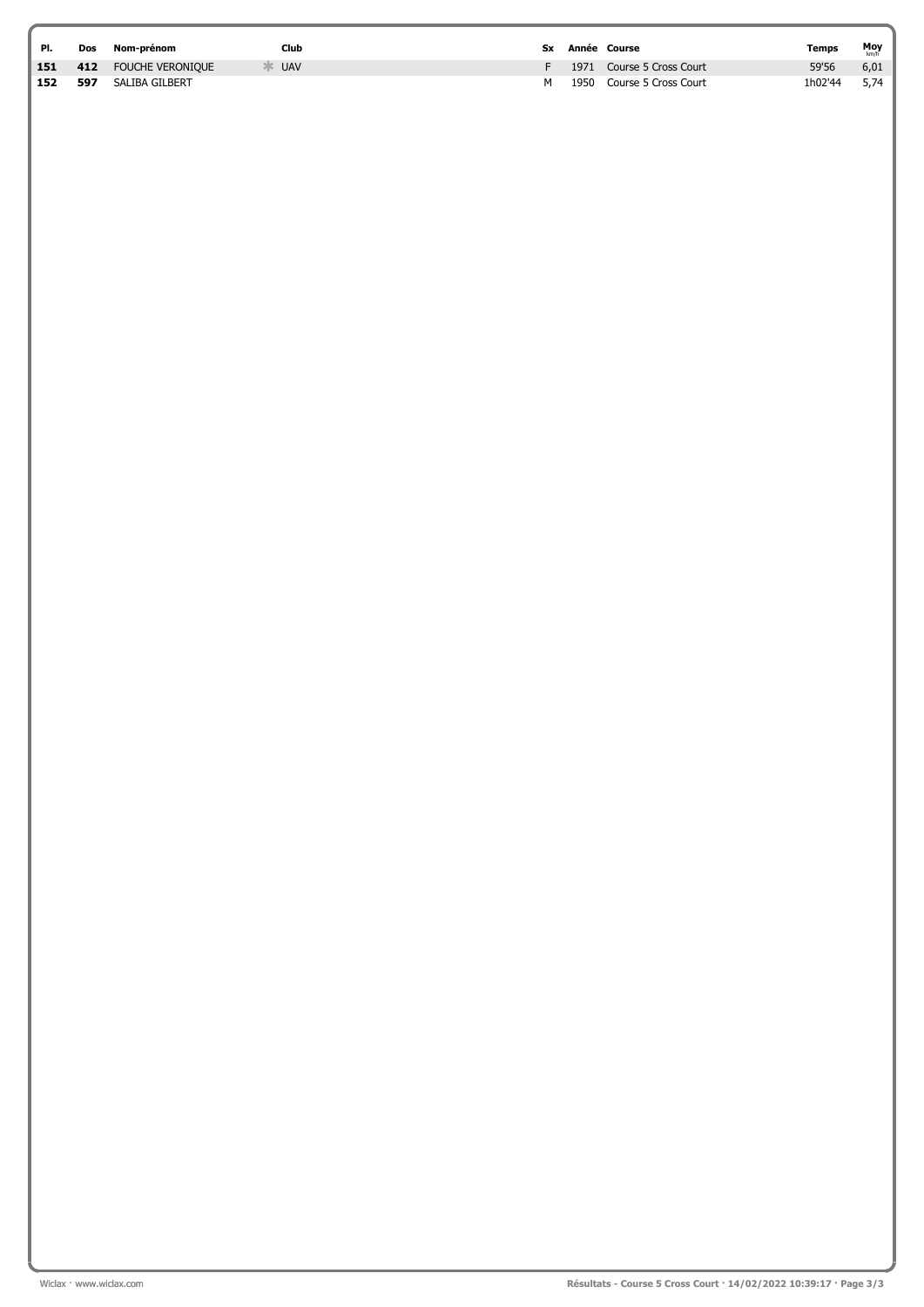| Pl. | Dos | Nom-prénom | Club | Sx | Année | Course | Temps | Moy km/h |
|---|---|---|---|---|---|---|---|---|
| **151** | **412** | FOUCHE VERONIQUE | UAV | F | 1971 | Course 5 Cross Court | 59'56 | 6,01 |
| **152** | **597** | SALIBA GILBERT | | M | 1950 | Course 5 Cross Court | 1h02'44 | 5,74 |